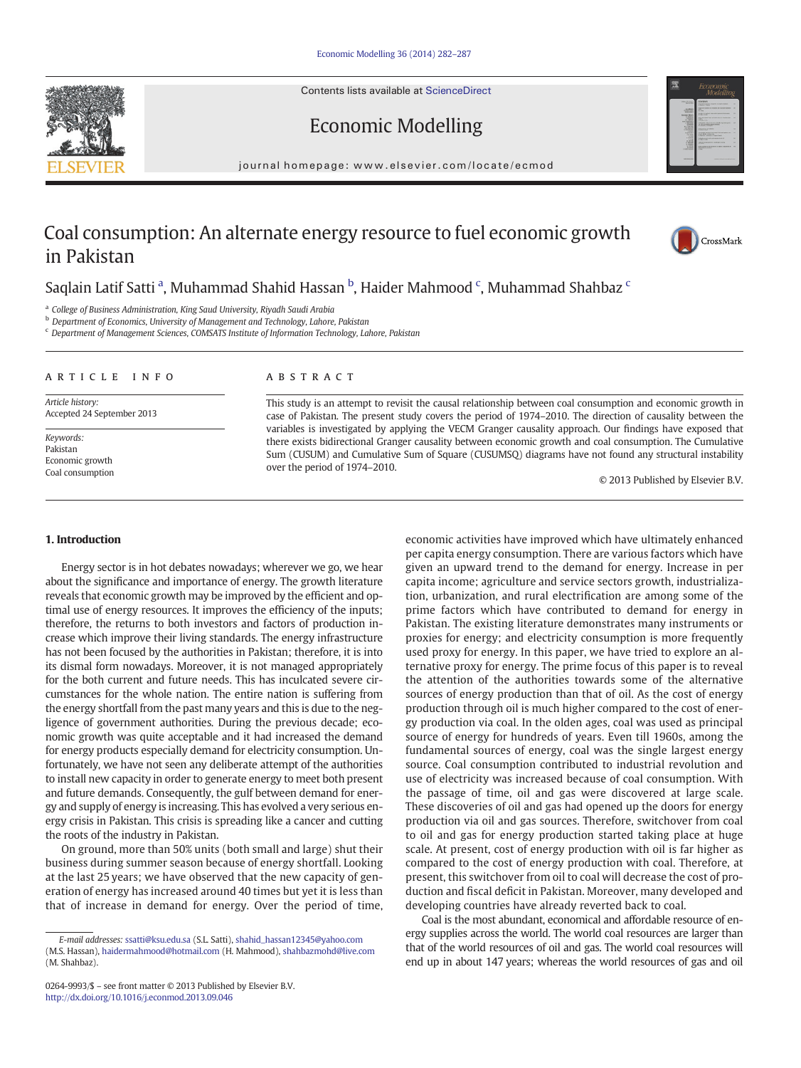Contents lists available at ScienceDirect

# Economic Modelling

journal homepage: www.elsevier.com/locate/ecmod

# Coal consumption: An alternate energy resource to fuel economic growth in Pakistan

Saqlain Latif Satti [a], Muhammad Shahid Hassan [b], Haider Mahmood [c], Muhammad Shahbaz [c]

[a] College of Business Administration, King Saud University, Riyadh Saudi Arabia
[b] Department of Economics, University of Management and Technology, Lahore, Pakistan
[c] Department of Management Sciences, COMSATS Institute of Information Technology, Lahore, Pakistan

**ARTICLE INFO**

*Article history:*
Accepted 24 September 2013

*Keywords:*
Pakistan
Economic growth
Coal consumption

**ABSTRACT**

This study is an attempt to revisit the causal relationship between coal consumption and economic growth in case of Pakistan. The present study covers the period of 1974–2010. The direction of causality between the variables is investigated by applying the VECM Granger causality approach. Our findings have exposed that there exists bidirectional Granger causality between economic growth and coal consumption. The Cumulative Sum (CUSUM) and Cumulative Sum of Square (CUSUMSQ) diagrams have not found any structural instability over the period of 1974–2010.

© 2013 Published by Elsevier B.V.

## 1. Introduction

Energy sector is in hot debates nowadays; wherever we go, we hear about the significance and importance of energy. The growth literature reveals that economic growth may be improved by the efficient and optimal use of energy resources. It improves the efficiency of the inputs; therefore, the returns to both investors and factors of production increase which improve their living standards. The energy infrastructure has not been focused by the authorities in Pakistan; therefore, it is into its dismal form nowadays. Moreover, it is not managed appropriately for the both current and future needs. This has inculcated severe circumstances for the whole nation. The entire nation is suffering from the energy shortfall from the past many years and this is due to the negligence of government authorities. During the previous decade; economic growth was quite acceptable and it had increased the demand for energy products especially demand for electricity consumption. Unfortunately, we have not seen any deliberate attempt of the authorities to install new capacity in order to generate energy to meet both present and future demands. Consequently, the gulf between demand for energy and supply of energy is increasing. This has evolved a very serious energy crisis in Pakistan. This crisis is spreading like a cancer and cutting the roots of the industry in Pakistan.

On ground, more than 50% units (both small and large) shut their business during summer season because of energy shortfall. Looking at the last 25 years; we have observed that the new capacity of generation of energy has increased around 40 times but yet it is less than that of increase in demand for energy. Over the period of time, economic activities have improved which have ultimately enhanced per capita energy consumption. There are various factors which have given an upward trend to the demand for energy. Increase in per capita income; agriculture and service sectors growth, industrialization, urbanization, and rural electrification are among some of the prime factors which have contributed to demand for energy in Pakistan. The existing literature demonstrates many instruments or proxies for energy; and electricity consumption is more frequently used proxy for energy. In this paper, we have tried to explore an alternative proxy for energy. The prime focus of this paper is to reveal the attention of the authorities towards some of the alternative sources of energy production than that of oil. As the cost of energy production through oil is much higher compared to the cost of energy production via coal. In the olden ages, coal was used as principal source of energy for hundreds of years. Even till 1960s, among the fundamental sources of energy, coal was the single largest energy source. Coal consumption contributed to industrial revolution and use of electricity was increased because of coal consumption. With the passage of time, oil and gas were discovered at large scale. These discoveries of oil and gas had opened up the doors for energy production via oil and gas sources. Therefore, switchover from coal to oil and gas for energy production started taking place at huge scale. At present, cost of energy production with oil is far higher as compared to the cost of energy production with coal. Therefore, at present, this switchover from oil to coal will decrease the cost of production and fiscal deficit in Pakistan. Moreover, many developed and developing countries have already reverted back to coal.

Coal is the most abundant, economical and affordable resource of energy supplies across the world. The world coal resources are larger than that of the world resources of oil and gas. The world coal resources will end up in about 147 years; whereas the world resources of gas and oil

E-mail addresses: ssatti@ksu.edu.sa (S.L. Satti), shahid_hassan12345@yahoo.com (M.S. Hassan), haidermahmood@hotmail.com (H. Mahmood), shahbazmohd@live.com (M. Shahbaz).

0264-9993/$ – see front matter © 2013 Published by Elsevier B.V.
http://dx.doi.org/10.1016/j.econmod.2013.09.046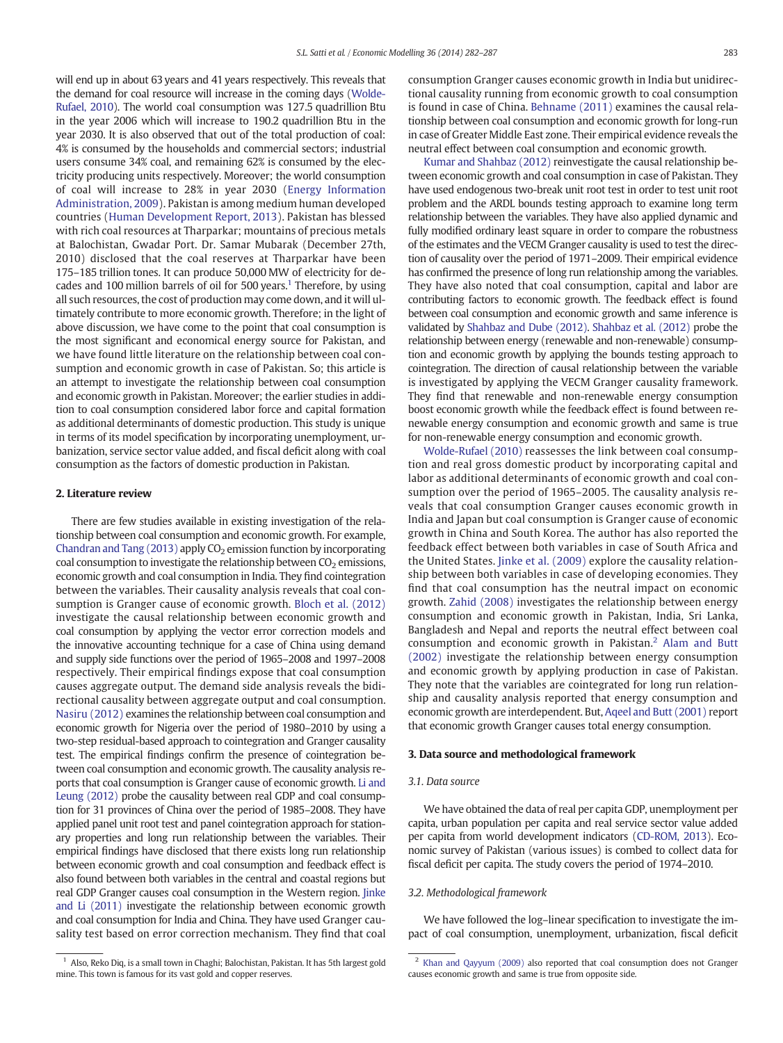will end up in about 63 years and 41 years respectively. This reveals that the demand for coal resource will increase in the coming days (Wolde-Rufael, 2010). The world coal consumption was 127.5 quadrillion Btu in the year 2006 which will increase to 190.2 quadrillion Btu in the year 2030. It is also observed that out of the total production of coal: 4% is consumed by the households and commercial sectors; industrial users consume 34% coal, and remaining 62% is consumed by the electricity producing units respectively. Moreover; the world consumption of coal will increase to 28% in year 2030 (Energy Information Administration, 2009). Pakistan is among medium human developed countries (Human Development Report, 2013). Pakistan has blessed with rich coal resources at Tharparkar; mountains of precious metals at Balochistan, Gwadar Port. Dr. Samar Mubarak (December 27th, 2010) disclosed that the coal reserves at Tharparkar have been 175–185 trillion tones. It can produce 50,000 MW of electricity for decades and 100 million barrels of oil for 500 years.[1] Therefore, by using all such resources, the cost of production may come down, and it will ultimately contribute to more economic growth. Therefore; in the light of above discussion, we have come to the point that coal consumption is the most significant and economical energy source for Pakistan, and we have found little literature on the relationship between coal consumption and economic growth in case of Pakistan. So; this article is an attempt to investigate the relationship between coal consumption and economic growth in Pakistan. Moreover; the earlier studies in addition to coal consumption considered labor force and capital formation as additional determinants of domestic production. This study is unique in terms of its model specification by incorporating unemployment, urbanization, service sector value added, and fiscal deficit along with coal consumption as the factors of domestic production in Pakistan.

## 2. Literature review

There are few studies available in existing investigation of the relationship between coal consumption and economic growth. For example, Chandran and Tang (2013) apply $CO_2$ emission function by incorporating coal consumption to investigate the relationship between $CO_2$ emissions, economic growth and coal consumption in India. They find cointegration between the variables. Their causality analysis reveals that coal consumption is Granger cause of economic growth. Bloch et al. (2012) investigate the causal relationship between economic growth and coal consumption by applying the vector error correction models and the innovative accounting technique for a case of China using demand and supply side functions over the period of 1965–2008 and 1997–2008 respectively. Their empirical findings expose that coal consumption causes aggregate output. The demand side analysis reveals the bidirectional causality between aggregate output and coal consumption. Nasiru (2012) examines the relationship between coal consumption and economic growth for Nigeria over the period of 1980–2010 by using a two-step residual-based approach to cointegration and Granger causality test. The empirical findings confirm the presence of cointegration between coal consumption and economic growth. The causality analysis reports that coal consumption is Granger cause of economic growth. Li and Leung (2012) probe the causality between real GDP and coal consumption for 31 provinces of China over the period of 1985–2008. They have applied panel unit root test and panel cointegration approach for stationary properties and long run relationship between the variables. Their empirical findings have disclosed that there exists long run relationship between economic growth and coal consumption and feedback effect is also found between both variables in the central and coastal regions but real GDP Granger causes coal consumption in the Western region. Jinke and Li (2011) investigate the relationship between economic growth and coal consumption for India and China. They have used Granger causality test based on error correction mechanism. They find that coal consumption Granger causes economic growth in India but unidirectional causality running from economic growth to coal consumption is found in case of China. Behname (2011) examines the causal relationship between coal consumption and economic growth for long-run in case of Greater Middle East zone. Their empirical evidence reveals the neutral effect between coal consumption and economic growth.

Kumar and Shahbaz (2012) reinvestigate the causal relationship between economic growth and coal consumption in case of Pakistan. They have used endogenous two-break unit root test in order to test unit root problem and the ARDL bounds testing approach to examine long term relationship between the variables. They have also applied dynamic and fully modified ordinary least square in order to compare the robustness of the estimates and the VECM Granger causality is used to test the direction of causality over the period of 1971–2009. Their empirical evidence has confirmed the presence of long run relationship among the variables. They have also noted that coal consumption, capital and labor are contributing factors to economic growth. The feedback effect is found between coal consumption and economic growth and same inference is validated by Shahbaz and Dube (2012). Shahbaz et al. (2012) probe the relationship between energy (renewable and non-renewable) consumption and economic growth by applying the bounds testing approach to cointegration. The direction of causal relationship between the variable is investigated by applying the VECM Granger causality framework. They find that renewable and non-renewable energy consumption boost economic growth while the feedback effect is found between renewable energy consumption and economic growth and same is true for non-renewable energy consumption and economic growth.

Wolde-Rufael (2010) reassesses the link between coal consumption and real gross domestic product by incorporating capital and labor as additional determinants of economic growth and coal consumption over the period of 1965–2005. The causality analysis reveals that coal consumption Granger causes economic growth in India and Japan but coal consumption is Granger cause of economic growth in China and South Korea. The author has also reported the feedback effect between both variables in case of South Africa and the United States. Jinke et al. (2009) explore the causality relationship between both variables in case of developing economies. They find that coal consumption has the neutral impact on economic growth. Zahid (2008) investigates the relationship between energy consumption and economic growth in Pakistan, India, Sri Lanka, Bangladesh and Nepal and reports the neutral effect between coal consumption and economic growth in Pakistan.[2] Alam and Butt (2002) investigate the relationship between energy consumption and economic growth by applying production in case of Pakistan. They note that the variables are cointegrated for long run relationship and causality analysis reported that energy consumption and economic growth are interdependent. But, Aqeel and Butt (2001) report that economic growth Granger causes total energy consumption.

## 3. Data source and methodological framework

### 3.1. Data source

We have obtained the data of real per capita GDP, unemployment per capita, urban population per capita and real service sector value added per capita from world development indicators (CD-ROM, 2013). Economic survey of Pakistan (various issues) is combed to collect data for fiscal deficit per capita. The study covers the period of 1974–2010.

### 3.2. Methodological framework

We have followed the log–linear specification to investigate the impact of coal consumption, unemployment, urbanization, fiscal deficit

---

[1] Also, Reko Diq, is a small town in Chaghi; Balochistan, Pakistan. It has 5th largest gold mine. This town is famous for its vast gold and copper reserves.

[2] Khan and Qayyum (2009) also reported that coal consumption does not Granger causes economic growth and same is true from opposite side.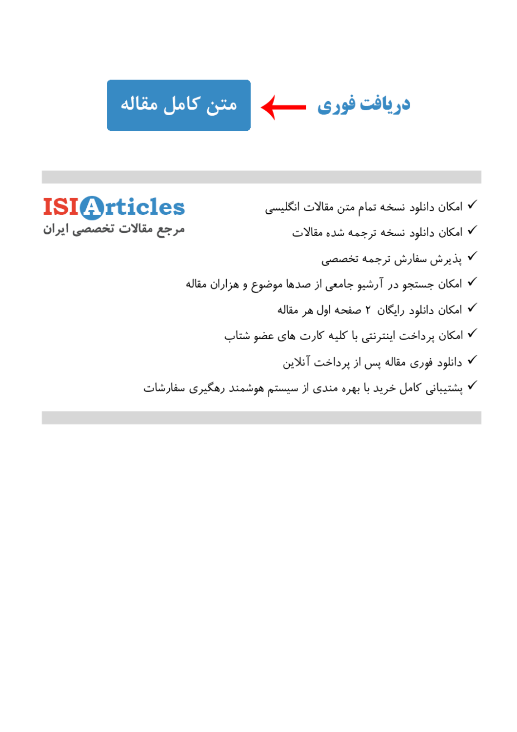دریافت فوری ← **متن کامل مقاله**

**ISIArticles**
مرجع مقالات تخصصی ایران

- ✓ امکان دانلود نسخه تمام متن مقالات انگلیسی
- ✓ امکان دانلود نسخه ترجمه شده مقالات
- ✓ پذیرش سفارش ترجمه تخصصی
- ✓ امکان جستجو در آرشیو جامعی از صدها موضوع و هزاران مقاله
- ✓ امکان دانلود رایگان ۲ صفحه اول هر مقاله
- ✓ امکان پرداخت اینترنتی با کلیه کارت های عضو شتاب
- ✓ دانلود فوری مقاله پس از پرداخت آنلاین
- ✓ پشتیبانی کامل خرید با بهره مندی از سیستم هوشمند رهگیری سفارشات